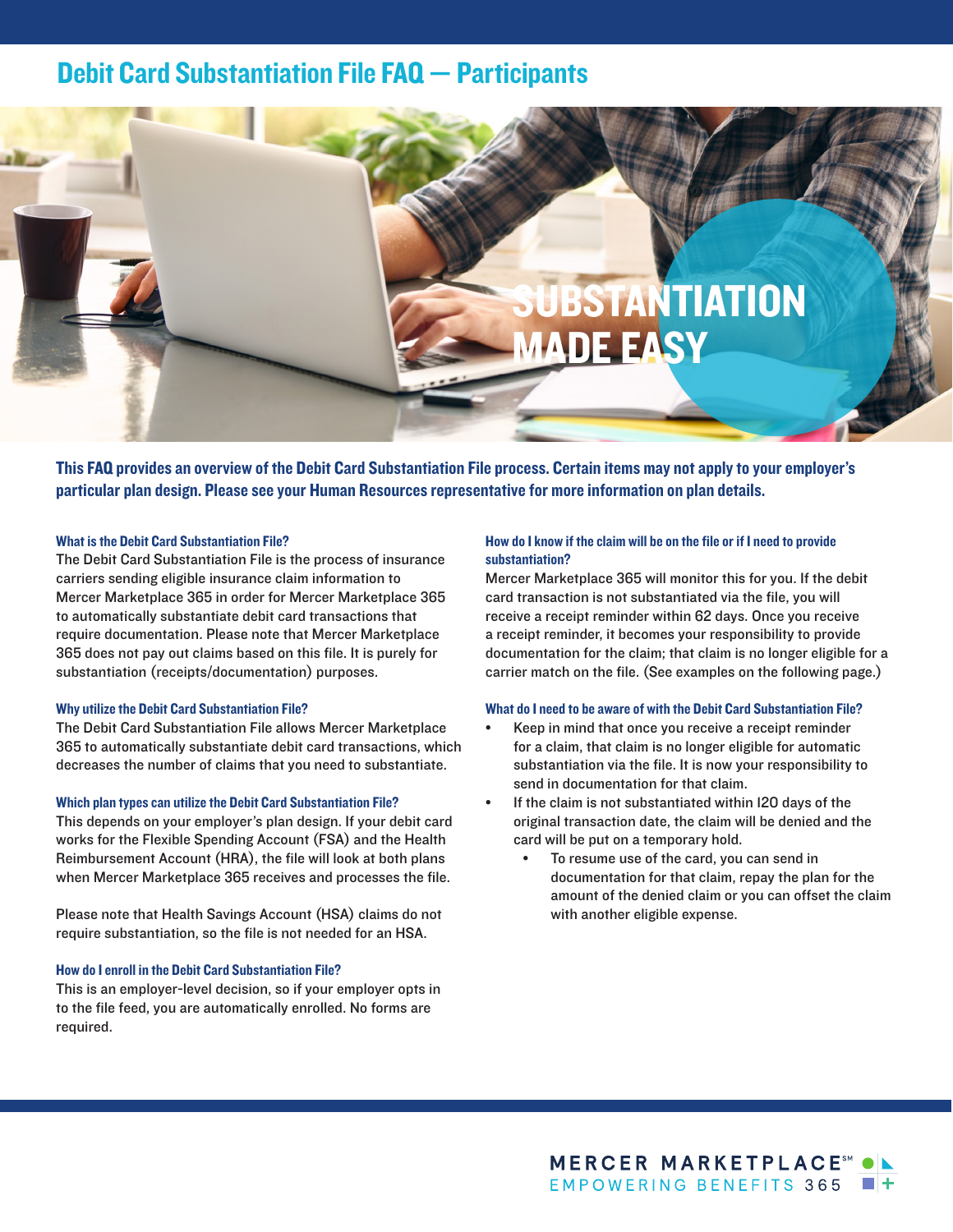# Debit Card Substantiation File FAQ — Participants

SUBSTANTIATION MADE EASY

**This FAQ provides an overview of the Debit Card Substantiation File process. Certain items may not apply to your employer's particular plan design. Please see your Human Resources representative for more information on plan details.**

### What is the Debit Card Substantiation File?

The Debit Card Substantiation File is the process of insurance carriers sending eligible insurance claim information to Mercer Marketplace 365 in order for Mercer Marketplace 365 to automatically substantiate debit card transactions that require documentation. Please note that Mercer Marketplace 365 does not pay out claims based on this file. It is purely for substantiation (receipts/documentation) purposes.

### Why utilize the Debit Card Substantiation File?

The Debit Card Substantiation File allows Mercer Marketplace 365 to automatically substantiate debit card transactions, which decreases the number of claims that you need to substantiate.

### Which plan types can utilize the Debit Card Substantiation File?

This depends on your employer's plan design. If your debit card works for the Flexible Spending Account (FSA) and the Health Reimbursement Account (HRA), the file will look at both plans when Mercer Marketplace 365 receives and processes the file.

Please note that Health Savings Account (HSA) claims do not require substantiation, so the file is not needed for an HSA.

### How do I enroll in the Debit Card Substantiation File?

This is an employer-level decision, so if your employer opts in to the file feed, you are automatically enrolled. No forms are required.

### How do I know if the claim will be on the file or if I need to provide substantiation?

Mercer Marketplace 365 will monitor this for you. If the debit card transaction is not substantiated via the file, you will receive a receipt reminder within 62 days. Once you receive a receipt reminder, it becomes your responsibility to provide documentation for the claim; that claim is no longer eligible for a carrier match on the file. (See examples on the following page.)

### What do I need to be aware of with the Debit Card Substantiation File?

- Keep in mind that once you receive a receipt reminder for a claim, that claim is no longer eligible for automatic substantiation via the file. It is now your responsibility to send in documentation for that claim.
- If the claim is not substantiated within 120 days of the original transaction date, the claim will be denied and the card will be put on a temporary hold.
  - To resume use of the card, you can send in documentation for that claim, repay the plan for the amount of the denied claim or you can offset the claim with another eligible expense.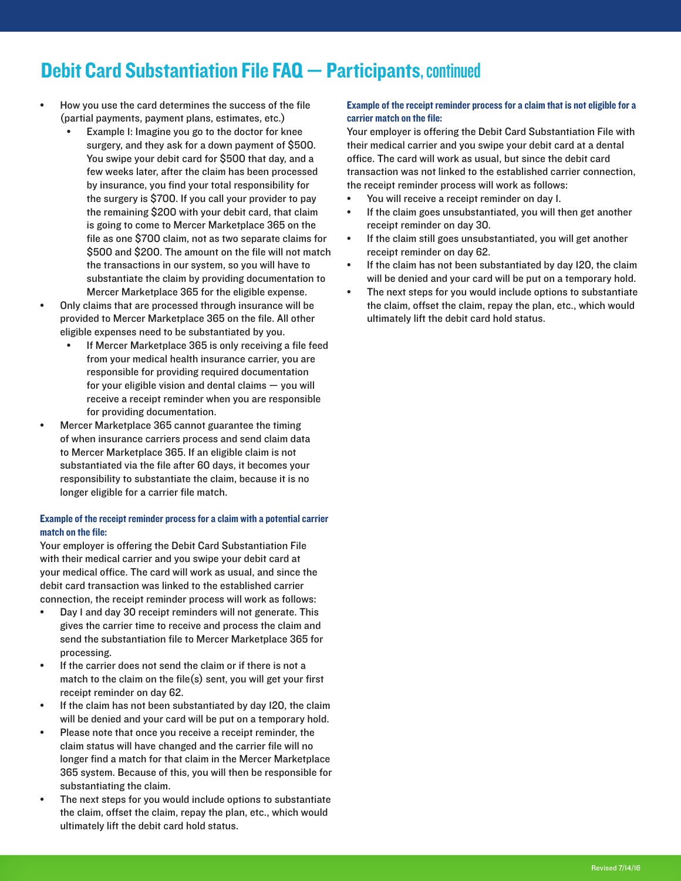# Debit Card Substantiation File FAQ — Participants, continued

- How you use the card determines the success of the file (partial payments, payment plans, estimates, etc.)
  - Example 1: Imagine you go to the doctor for knee surgery, and they ask for a down payment of $500. You swipe your debit card for $500 that day, and a few weeks later, after the claim has been processed by insurance, you find your total responsibility for the surgery is $700. If you call your provider to pay the remaining $200 with your debit card, that claim is going to come to Mercer Marketplace 365 on the file as one $700 claim, not as two separate claims for $500 and $200. The amount on the file will not match the transactions in our system, so you will have to substantiate the claim by providing documentation to Mercer Marketplace 365 for the eligible expense.
- Only claims that are processed through insurance will be provided to Mercer Marketplace 365 on the file. All other eligible expenses need to be substantiated by you.
  - If Mercer Marketplace 365 is only receiving a file feed from your medical health insurance carrier, you are responsible for providing required documentation for your eligible vision and dental claims — you will receive a receipt reminder when you are responsible for providing documentation.
- Mercer Marketplace 365 cannot guarantee the timing of when insurance carriers process and send claim data to Mercer Marketplace 365. If an eligible claim is not substantiated via the file after 60 days, it becomes your responsibility to substantiate the claim, because it is no longer eligible for a carrier file match.

### Example of the receipt reminder process for a claim with a potential carrier match on the file:

Your employer is offering the Debit Card Substantiation File with their medical carrier and you swipe your debit card at your medical office. The card will work as usual, and since the debit card transaction was linked to the established carrier connection, the receipt reminder process will work as follows:

- Day 1 and day 30 receipt reminders will not generate. This gives the carrier time to receive and process the claim and send the substantiation file to Mercer Marketplace 365 for processing.
- If the carrier does not send the claim or if there is not a match to the claim on the file(s) sent, you will get your first receipt reminder on day 62.
- If the claim has not been substantiated by day 120, the claim will be denied and your card will be put on a temporary hold.
- Please note that once you receive a receipt reminder, the claim status will have changed and the carrier file will no longer find a match for that claim in the Mercer Marketplace 365 system. Because of this, you will then be responsible for substantiating the claim.
- The next steps for you would include options to substantiate the claim, offset the claim, repay the plan, etc., which would ultimately lift the debit card hold status.

### Example of the receipt reminder process for a claim that is not eligible for a carrier match on the file:

Your employer is offering the Debit Card Substantiation File with their medical carrier and you swipe your debit card at a dental office. The card will work as usual, but since the debit card transaction was not linked to the established carrier connection, the receipt reminder process will work as follows:

- You will receive a receipt reminder on day 1.
- If the claim goes unsubstantiated, you will then get another receipt reminder on day 30.
- If the claim still goes unsubstantiated, you will get another receipt reminder on day 62.
- If the claim has not been substantiated by day 120, the claim will be denied and your card will be put on a temporary hold.
- The next steps for you would include options to substantiate the claim, offset the claim, repay the plan, etc., which would ultimately lift the debit card hold status.

Revised 7/14/16